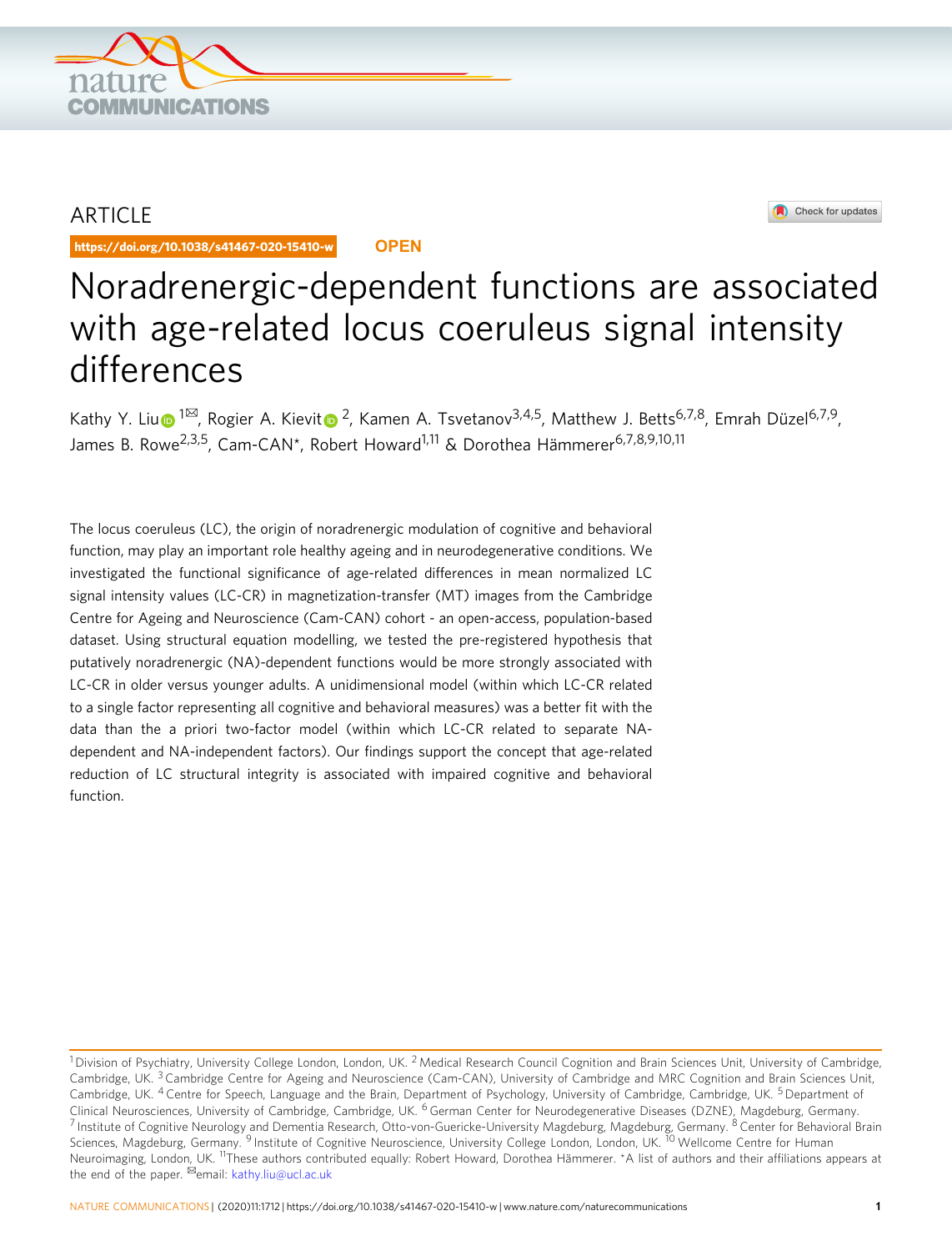ARTICLE

https://doi.org/10.1038/s41467-020-15410-w OPEN

# Noradrenergic-dependent functions are associated with age-related locus coeruleus signal intensity differences

Kathy Y. Liu[1✉], Rogier A. Kievit[2], Kamen A. Tsvetanov[3,4,5], Matthew J. Betts[6,7,8], Emrah Düzel[6,7,9], James B. Rowe[2,3,5], Cam-CAN*, Robert Howard[1,11] & Dorothea Hämmerer[6,7,8,9,10,11]

The locus coeruleus (LC), the origin of noradrenergic modulation of cognitive and behavioral function, may play an important role healthy ageing and in neurodegenerative conditions. We investigated the functional significance of age-related differences in mean normalized LC signal intensity values (LC-CR) in magnetization-transfer (MT) images from the Cambridge Centre for Ageing and Neuroscience (Cam-CAN) cohort - an open-access, population-based dataset. Using structural equation modelling, we tested the pre-registered hypothesis that putatively noradrenergic (NA)-dependent functions would be more strongly associated with LC-CR in older versus younger adults. A unidimensional model (within which LC-CR related to a single factor representing all cognitive and behavioral measures) was a better fit with the data than the a priori two-factor model (within which LC-CR related to separate NA-dependent and NA-independent factors). Our findings support the concept that age-related reduction of LC structural integrity is associated with impaired cognitive and behavioral function.

[1]Division of Psychiatry, University College London, London, UK. [2]Medical Research Council Cognition and Brain Sciences Unit, University of Cambridge, Cambridge, UK. [3]Cambridge Centre for Ageing and Neuroscience (Cam-CAN), University of Cambridge and MRC Cognition and Brain Sciences Unit, Cambridge, UK. [4]Centre for Speech, Language and the Brain, Department of Psychology, University of Cambridge, Cambridge, UK. [5]Department of Clinical Neurosciences, University of Cambridge, Cambridge, UK. [6]German Center for Neurodegenerative Diseases (DZNE), Magdeburg, Germany. [7]Institute of Cognitive Neurology and Dementia Research, Otto-von-Guericke-University Magdeburg, Magdeburg, Germany. [8]Center for Behavioral Brain Sciences, Magdeburg, Germany. [9]Institute of Cognitive Neuroscience, University College London, London, UK. [10]Wellcome Centre for Human Neuroimaging, London, UK. [11]These authors contributed equally: Robert Howard, Dorothea Hämmerer. *A list of authors and their affiliations appears at the end of the paper. ✉email: kathy.liu@ucl.ac.uk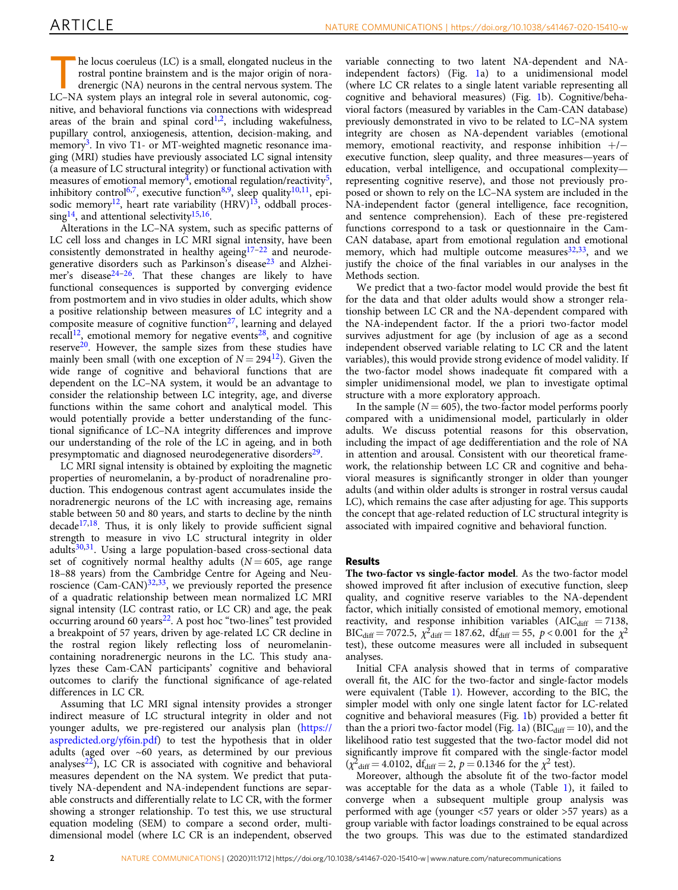The locus coeruleus (LC) is a small, elongated nucleus in the rostral pontine brainstem and is the major origin of noradrenergic (NA) neurons in the central nervous system. The LC–NA system plays an integral role in several autonomic, cognitive, and behavioral functions via connections with widespread areas of the brain and spinal cord[1,2], including wakefulness, pupillary control, anxiogenesis, attention, decision-making, and memory[3]. In vivo T1- or MT-weighted magnetic resonance imaging (MRI) studies have previously associated LC signal intensity (a measure of LC structural integrity) or functional activation with measures of emotional memory[4], emotional regulation/reactivity[5], inhibitory control[6,7], executive function[8,9], sleep quality[10,11], episodic memory[12], heart rate variability (HRV)[13], oddball processing[14], and attentional selectivity[15,16].

Alterations in the LC–NA system, such as specific patterns of LC cell loss and changes in LC MRI signal intensity, have been consistently demonstrated in healthy ageing[17–22] and neurodegenerative disorders such as Parkinson's disease[23] and Alzheimer's disease[24–26]. That these changes are likely to have functional consequences is supported by converging evidence from postmortem and in vivo studies in older adults, which show a positive relationship between measures of LC integrity and a composite measure of cognitive function[27], learning and delayed recall[12], emotional memory for negative events[28], and cognitive reserve[20]. However, the sample sizes from these studies have mainly been small (with one exception of $N = 294$[12]). Given the wide range of cognitive and behavioral functions that are dependent on the LC–NA system, it would be an advantage to consider the relationship between LC integrity, age, and diverse functions within the same cohort and analytical model. This would potentially provide a better understanding of the functional significance of LC–NA integrity differences and improve our understanding of the role of the LC in ageing, and in both presymptomatic and diagnosed neurodegenerative disorders[29].

LC MRI signal intensity is obtained by exploiting the magnetic properties of neuromelanin, a by-product of noradrenaline production. This endogenous contrast agent accumulates inside the noradrenergic neurons of the LC with increasing age, remains stable between 50 and 80 years, and starts to decline by the ninth decade[17,18]. Thus, it is only likely to provide sufficient signal strength to measure in vivo LC structural integrity in older adults[30,31]. Using a large population-based cross-sectional data set of cognitively normal healthy adults ($N = 605$, age range 18–88 years) from the Cambridge Centre for Ageing and Neuroscience (Cam-CAN)[32,33], we previously reported the presence of a quadratic relationship between mean normalized LC MRI signal intensity (LC contrast ratio, or LC CR) and age, the peak occurring around 60 years[22]. A post hoc "two-lines" test provided a breakpoint of 57 years, driven by age-related LC CR decline in the rostral region likely reflecting loss of neuromelanin-containing noradrenergic neurons in the LC. This study analyzes these Cam-CAN participants' cognitive and behavioral outcomes to clarify the functional significance of age-related differences in LC CR.

Assuming that LC MRI signal intensity provides a stronger indirect measure of LC structural integrity in older and not younger adults, we pre-registered our analysis plan (https://aspredicted.org/yf6in.pdf) to test the hypothesis that in older adults (aged over ~60 years, as determined by our previous analyses[22]), LC CR is associated with cognitive and behavioral measures dependent on the NA system. We predict that putatively NA-dependent and NA-independent functions are separable constructs and differentially relate to LC CR, with the former showing a stronger relationship. To test this, we use structural equation modeling (SEM) to compare a second order, multidimensional model (where LC CR is an independent, observed variable connecting to two latent NA-dependent and NA-independent factors) (Fig. 1a) to a unidimensional model (where LC CR relates to a single latent variable representing all cognitive and behavioral measures) (Fig. 1b). Cognitive/behavioral factors (measured by variables in the Cam-CAN database) previously demonstrated in vivo to be related to LC–NA system integrity are chosen as NA-dependent variables (emotional memory, emotional reactivity, and response inhibition +/− executive function, sleep quality, and three measures—years of education, verbal intelligence, and occupational complexity—representing cognitive reserve), and those not previously proposed or shown to rely on the LC–NA system are included in the NA-independent factor (general intelligence, face recognition, and sentence comprehension). Each of these pre-registered functions correspond to a task or questionnaire in the Cam-CAN database, apart from emotional regulation and emotional memory, which had multiple outcome measures[32,33], and we justify the choice of the final variables in our analyses in the Methods section.

We predict that a two-factor model would provide the best fit for the data and that older adults would show a stronger relationship between LC CR and the NA-dependent compared with the NA-independent factor. If the a priori two-factor model survives adjustment for age (by inclusion of age as a second independent observed variable relating to LC CR and the latent variables), this would provide strong evidence of model validity. If the two-factor model shows inadequate fit compared with a simpler unidimensional model, we plan to investigate optimal structure with a more exploratory approach.

In the sample ($N = 605$), the two-factor model performs poorly compared with a unidimensional model, particularly in older adults. We discuss potential reasons for this observation, including the impact of age dedifferentiation and the role of NA in attention and arousal. Consistent with our theoretical framework, the relationship between LC CR and cognitive and behavioral measures is significantly stronger in older than younger adults (and within older adults is stronger in rostral versus caudal LC), which remains the case after adjusting for age. This supports the concept that age-related reduction of LC structural integrity is associated with impaired cognitive and behavioral function.

## Results

**The two-factor vs single-factor model**. As the two-factor model showed improved fit after inclusion of executive function, sleep quality, and cognitive reserve variables to the NA-dependent factor, which initially consisted of emotional memory, emotional reactivity, and response inhibition variables ($AIC_{diff} = 7138$, $BIC_{diff} = 7072.5$, $\chi^2_{diff} = 187.62$, $df_{diff} = 55$, $p < 0.001$ for the $\chi^2$ test), these outcome measures were all included in subsequent analyses.

Initial CFA analysis showed that in terms of comparative overall fit, the AIC for the two-factor and single-factor models were equivalent (Table 1). However, according to the BIC, the simpler model with only one single latent factor for LC-related cognitive and behavioral measures (Fig. 1b) provided a better fit than the a priori two-factor model (Fig. 1a) ($BIC_{diff} = 10$), and the likelihood ratio test suggested that the two-factor model did not significantly improve fit compared with the single-factor model ($\chi^2_{diff} = 4.0102$, $df_{diff} = 2$, $p = 0.1346$ for the $\chi^2$ test).

Moreover, although the absolute fit of the two-factor model was acceptable for the data as a whole (Table 1), it failed to converge when a subsequent multiple group analysis was performed with age (younger <57 years or older >57 years) as a group variable with factor loadings constrained to be equal across the two groups. This was due to the estimated standardized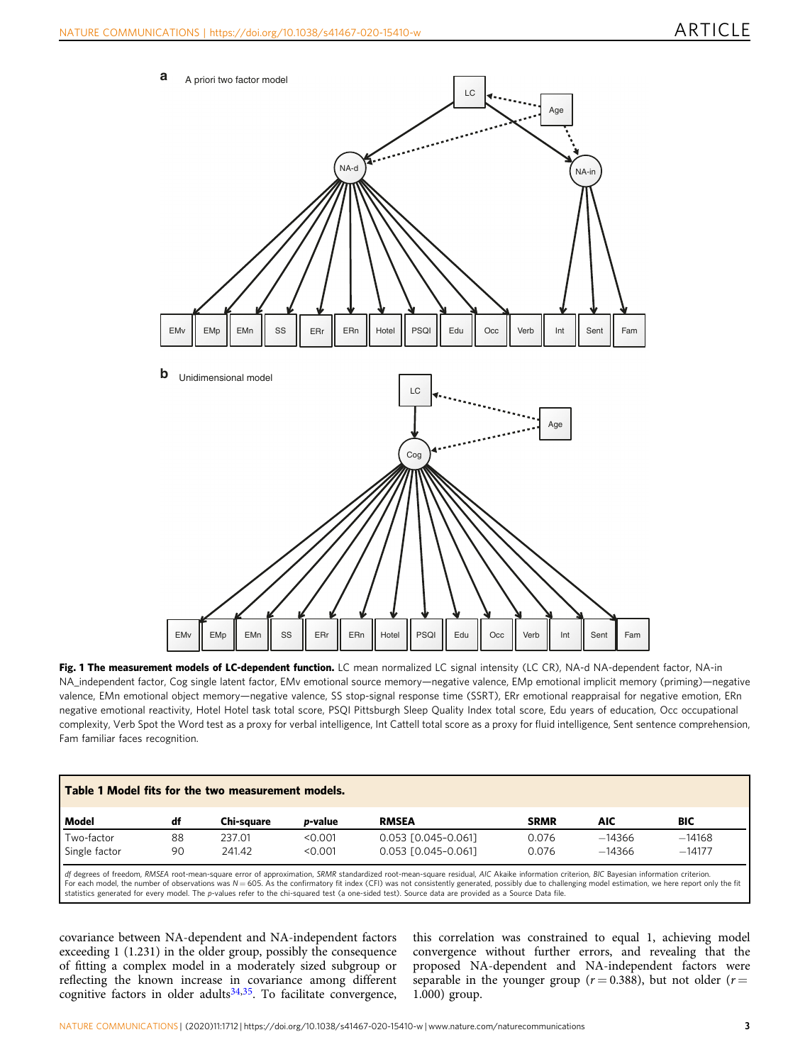**Fig. 1 The measurement models of LC-dependent function.** LC mean normalized LC signal intensity (LC CR), NA-d NA-dependent factor, NA-in NA_independent factor, Cog single latent factor, EMv emotional source memory—negative valence, EMp emotional implicit memory (priming)—negative valence, EMn emotional object memory—negative valence, SS stop-signal response time (SSRT), ERr emotional reappraisal for negative emotion, ERn negative emotional reactivity, Hotel Hotel task total score, PSQI Pittsburgh Sleep Quality Index total score, Edu years of education, Occ occupational complexity, Verb Spot the Word test as a proxy for verbal intelligence, Int Cattell total score as a proxy for fluid intelligence, Sent sentence comprehension, Fam familiar faces recognition.

**Table 1 Model fits for the two measurement models.**

| Model | df | Chi-square | *p*-value | RMSEA | SRMR | AIC | BIC |
|---|---|---|---|---|---|---|---|
| Two-factor | 88 | 237.01 | <0.001 | 0.053 [0.045–0.061] | 0.076 | −14366 | −14168 |
| Single factor | 90 | 241.42 | <0.001 | 0.053 [0.045–0.061] | 0.076 | −14366 | −14177 |

*df* degrees of freedom, *RMSEA* root-mean-square error of approximation, *SRMR* standardized root-mean-square residual, *AIC* Akaike information criterion, *BIC* Bayesian information criterion.
For each model, the number of observations was $N = 605$. As the confirmatory fit index (CFI) was not consistently generated, possibly due to challenging model estimation, we here report only the fit statistics generated for every model. The *p*-values refer to the chi-squared test (a one-sided test). Source data are provided as a Source Data file.

covariance between NA-dependent and NA-independent factors exceeding 1 (1.231) in the older group, possibly the consequence of fitting a complex model in a moderately sized subgroup or reflecting the known increase in covariance among different cognitive factors in older adults[34,35]. To facilitate convergence, this correlation was constrained to equal 1, achieving model convergence without further errors, and revealing that the proposed NA-dependent and NA-independent factors were separable in the younger group ($r = 0.388$), but not older ($r = 1.000$) group.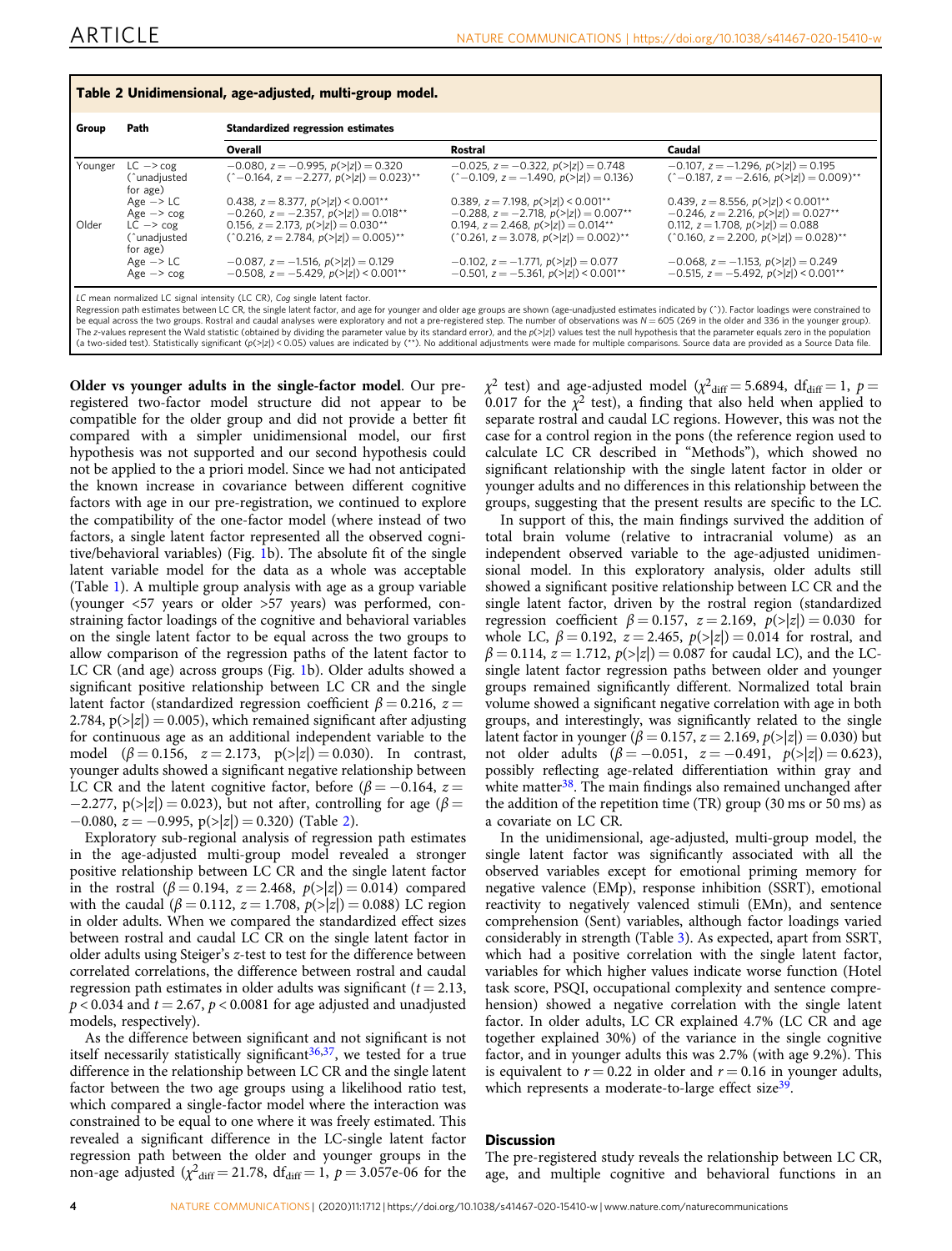**Table 2 Unidimensional, age-adjusted, multi-group model.**

| Group | Path | Standardized regression estimates | | |
|---|---|---|---|---|
| | | Overall | Rostral | Caudal |
| Younger | LC –> cog (^unadjusted for age) | −0.080, $z = -0.995$, $p(>\|z\|) = 0.320$ (^−0.164, $z = -2.277$, $p(>\|z\|) = 0.023$)** | −0.025, $z = -0.322$, $p(>\|z\|) = 0.748$ (^−0.109, $z = -1.490$, $p(>\|z\|) = 0.136$) | −0.107, $z = -1.296$, $p(>\|z\|) = 0.195$ (^−0.187, $z = -2.616$, $p(>\|z\|) = 0.009$)** |
| | Age –> LC | 0.438, $z = 8.377$, $p(>\|z\|) < 0.001$** | 0.389, $z = 7.198$, $p(>\|z\|) < 0.001$** | 0.439, $z = 8.556$, $p(>\|z\|) < 0.001$** |
| | Age –> cog | −0.260, $z = -2.357$, $p(>\|z\|) = 0.018$** | −0.288, $z = -2.718$, $p(>\|z\|) = 0.007$** | −0.246, $z = 2.216$, $p(>\|z\|) = 0.027$** |
| Older | LC –> cog (^unadjusted for age) | 0.156, $z = 2.173$, $p(>\|z\|) = 0.030$** (^0.216, $z = 2.784$, $p(>\|z\|) = 0.005$)** | 0.194, $z = 2.468$, $p(>\|z\|) = 0.014$** (^0.261, $z = 3.078$, $p(>\|z\|) = 0.002$)** | 0.112, $z = 1.708$, $p(>\|z\|) = 0.088$ (^0.160, $z = 2.200$, $p(>\|z\|) = 0.028$)** |
| | Age –> LC | −0.087, $z = -1.516$, $p(>\|z\|) = 0.129$ | −0.102, $z = -1.771$, $p(>\|z\|) = 0.077$ | −0.068, $z = -1.153$, $p(>\|z\|) = 0.249$ |
| | Age –> cog | −0.508, $z = -5.429$, $p(>\|z\|) < 0.001$** | −0.501, $z = -5.361$, $p(>\|z\|) < 0.001$** | −0.515, $z = -5.492$, $p(>\|z\|) < 0.001$** |

*LC* mean normalized LC signal intensity (LC CR), *Cog* single latent factor.
Regression path estimates between LC CR, the single latent factor, and age for younger and older age groups are shown (age-unadjusted estimates indicated by (^)). Factor loadings were constrained to be equal across the two groups. Rostral and caudal analyses were exploratory and not a pre-registered step. The number of observations was $N = 605$ (269 in the older and 336 in the younger group). The z-values represent the Wald statistic (obtained by dividing the parameter value by its standard error), and the $p(>|z|)$ values test the null hypothesis that the parameter equals zero in the population (a two-sided test). Statistically significant ($p(>|z|) < 0.05$) values are indicated by (**). No additional adjustments were made for multiple comparisons. Source data are provided as a Source Data file.

**Older vs younger adults in the single-factor model**. Our pre-registered two-factor model structure did not appear to be compatible for the older group and did not provide a better fit compared with a simpler unidimensional model, our first hypothesis was not supported and our second hypothesis could not be applied to the a priori model. Since we had not anticipated the known increase in covariance between different cognitive factors with age in our pre-registration, we continued to explore the compatibility of the one-factor model (where instead of two factors, a single latent factor represented all the observed cognitive/behavioral variables) (Fig. 1b). The absolute fit of the single latent variable model for the data as a whole was acceptable (Table 1). A multiple group analysis with age as a group variable (younger <57 years or older >57 years) was performed, constraining factor loadings of the cognitive and behavioral variables on the single latent factor to be equal across the two groups to allow comparison of the regression paths of the latent factor to LC CR (and age) across groups (Fig. 1b). Older adults showed a significant positive relationship between LC CR and the single latent factor (standardized regression coefficient $\beta = 0.216$, $z = 2.784$, $p(>|z|) = 0.005$), which remained significant after adjusting for continuous age as an additional independent variable to the model ($\beta = 0.156$, $z = 2.173$, $p(>|z|) = 0.030$). In contrast, younger adults showed a significant negative relationship between LC CR and the latent cognitive factor, before ($\beta = -0.164$, $z = -2.277$, $p(>|z|) = 0.023$), but not after, controlling for age ($\beta = -0.080$, $z = -0.995$, $p(>|z|) = 0.320$) (Table 2).

Exploratory sub-regional analysis of regression path estimates in the age-adjusted multi-group model revealed a stronger positive relationship between LC CR and the single latent factor in the rostral ($\beta = 0.194$, $z = 2.468$, $p(>|z|) = 0.014$) compared with the caudal ($\beta = 0.112$, $z = 1.708$, $p(>|z|) = 0.088$) LC region in older adults. When we compared the standardized effect sizes between rostral and caudal LC CR on the single latent factor in older adults using Steiger's z-test to test for the difference between correlated correlations, the difference between rostral and caudal regression path estimates in older adults was significant ($t = 2.13$, $p < 0.034$ and $t = 2.67$, $p < 0.0081$ for age adjusted and unadjusted models, respectively).

As the difference between significant and not significant is not itself necessarily statistically significant[36,37], we tested for a true difference in the relationship between LC CR and the single latent factor between the two age groups using a likelihood ratio test, which compared a single-factor model where the interaction was constrained to be equal to one where it was freely estimated. This revealed a significant difference in the LC-single latent factor regression path between the older and younger groups in the non-age adjusted ($\chi^2_{diff} = 21.78$, $df_{diff} = 1$, $p = 3.057e{-}06$ for the $\chi^2$ test) and age-adjusted model ($\chi^2_{diff} = 5.6894$, $df_{diff} = 1$, $p = 0.017$ for the $\chi^2$ test), a finding that also held when applied to separate rostral and caudal LC regions. However, this was not the case for a control region in the pons (the reference region used to calculate LC CR described in "Methods"), which showed no significant relationship with the single latent factor in older or younger adults and no differences in this relationship between the groups, suggesting that the present results are specific to the LC.

In support of this, the main findings survived the addition of total brain volume (relative to intracranial volume) as an independent observed variable to the age-adjusted unidimensional model. In this exploratory analysis, older adults still showed a significant positive relationship between LC CR and the single latent factor, driven by the rostral region (standardized regression coefficient $\beta = 0.157$, $z = 2.169$, $p(>|z|) = 0.030$ for whole LC, $\beta = 0.192$, $z = 2.465$, $p(>|z|) = 0.014$ for rostral, and $\beta = 0.114$, $z = 1.712$, $p(>|z|) = 0.087$ for caudal LC), and the LC-single latent factor regression paths between older and younger groups remained significantly different. Normalized total brain volume showed a significant negative correlation with age in both groups, and interestingly, was significantly related to the single latent factor in younger ($\beta = 0.157$, $z = 2.169$, $p(>|z|) = 0.030$) but not older adults ($\beta = -0.051$, $z = -0.491$, $p(>|z|) = 0.623$), possibly reflecting age-related differentiation within gray and white matter[38]. The main findings also remained unchanged after the addition of the repetition time (TR) group (30 ms or 50 ms) as a covariate on LC CR.

In the unidimensional, age-adjusted, multi-group model, the single latent factor was significantly associated with all the observed variables except for emotional priming memory for negative valence (EMp), response inhibition (SSRT), emotional reactivity to negatively valenced stimuli (EMn), and sentence comprehension (Sent) variables, although factor loadings varied considerably in strength (Table 3). As expected, apart from SSRT, which had a positive correlation with the single latent factor, variables for which higher values indicate worse function (Hotel task score, PSQI, occupational complexity and sentence comprehension) showed a negative correlation with the single latent factor. In older adults, LC CR explained 4.7% (LC CR and age together explained 30%) of the variance in the single cognitive factor, and in younger adults this was 2.7% (with age 9.2%). This is equivalent to $r = 0.22$ in older and $r = 0.16$ in younger adults, which represents a moderate-to-large effect size[39].

## Discussion

The pre-registered study reveals the relationship between LC CR, age, and multiple cognitive and behavioral functions in an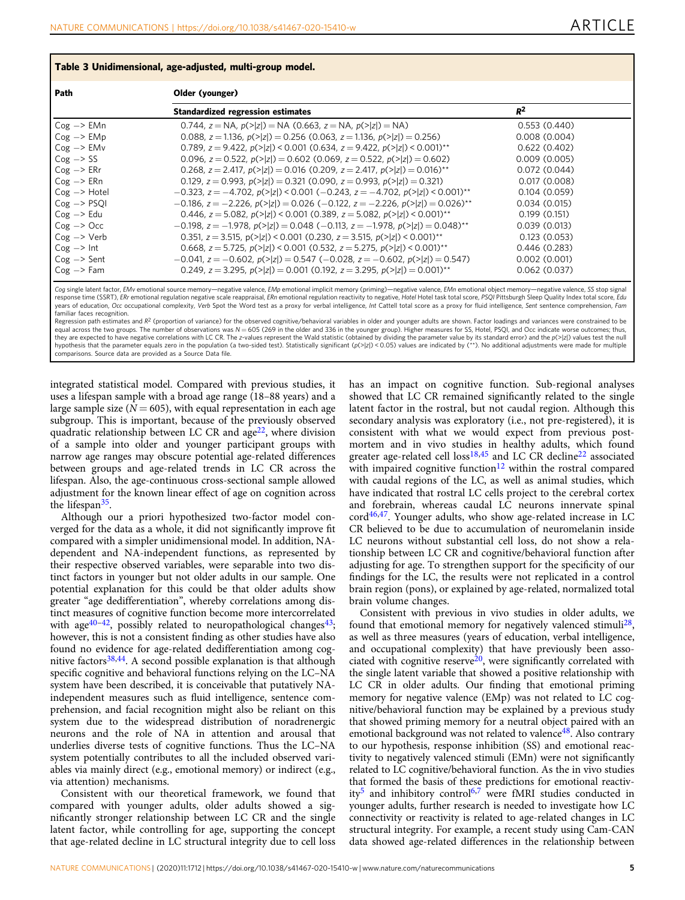**Table 3 Unidimensional, age-adjusted, multi-group model.**

| Path | Older (younger) | |
|---|---|---|
| | **Standardized regression estimates** | $R^2$ |
| Cog –> EMn | 0.744, $z$ = NA, $p(>\|z\|)$ = NA (0.663, $z$ = NA, $p(>\|z\|)$ = NA) | 0.553 (0.440) |
| Cog –> EMp | 0.088, $z$ = 1.136, $p(>\|z\|)$ = 0.256 (0.063, $z$ = 1.136, $p(>\|z\|)$ = 0.256) | 0.008 (0.004) |
| Cog –> EMv | 0.789, $z$ = 9.422, $p(>\|z\|)$ < 0.001 (0.634, $z$ = 9.422, $p(>\|z\|)$ < 0.001)** | 0.622 (0.402) |
| Cog –> SS | 0.096, $z$ = 0.522, $p(>\|z\|)$ = 0.602 (0.069, $z$ = 0.522, $p(>\|z\|)$ = 0.602) | 0.009 (0.005) |
| Cog –> ERr | 0.268, $z$ = 2.417, $p(>\|z\|)$ = 0.016 (0.209, $z$ = 2.417, $p(>\|z\|)$ = 0.016)** | 0.072 (0.044) |
| Cog –> ERn | 0.129, $z$ = 0.993, $p(>\|z\|)$ = 0.321 (0.090, $z$ = 0.993, $p(>\|z\|)$ = 0.321) | 0.017 (0.008) |
| Cog –> Hotel | −0.323, $z$ = −4.702, $p(>\|z\|)$ < 0.001 (−0.243, $z$ = −4.702, $p(>\|z\|)$ < 0.001)** | 0.104 (0.059) |
| Cog –> PSQI | −0.186, $z$ = −2.226, $p(>\|z\|)$ = 0.026 (−0.122, $z$ = −2.226, $p(>\|z\|)$ = 0.026)** | 0.034 (0.015) |
| Cog –> Edu | 0.446, $z$ = 5.082, $p(>\|z\|)$ < 0.001 (0.389, $z$ = 5.082, $p(>\|z\|)$ < 0.001)** | 0.199 (0.151) |
| Cog –> Occ | −0.198, $z$ = −1.978, $p(>\|z\|)$ = 0.048 (−0.113, $z$ = −1.978, $p(>\|z\|)$ = 0.048)** | 0.039 (0.013) |
| Cog –> Verb | 0.351, $z$ = 3.515, $p(>\|z\|)$ < 0.001 (0.230, $z$ = 3.515, $p(>\|z\|)$ < 0.001)** | 0.123 (0.053) |
| Cog –> Int | 0.668, $z$ = 5.725, $p(>\|z\|)$ < 0.001 (0.532, $z$ = 5.275, $p(>\|z\|)$ < 0.001)** | 0.446 (0.283) |
| Cog –> Sent | −0.041, $z$ = −0.602, $p(>\|z\|)$ = 0.547 (−0.028, $z$ = −0.602, $p(>\|z\|)$ = 0.547) | 0.002 (0.001) |
| Cog –> Fam | 0.249, $z$ = 3.295, $p(>\|z\|)$ = 0.001 (0.192, $z$ = 3.295, $p(>\|z\|)$ = 0.001)** | 0.062 (0.037) |

*Cog* single latent factor, *EMv* emotional source memory—negative valence, *EMp* emotional implicit memory (priming)—negative valence, *EMn* emotional object memory—negative valence, *SS* stop signal response time (SSRT), *ERr* emotional regulation negative scale reappraisal, *ERn* emotional regulation reactivity to negative, *Hotel* Hotel task total score, *PSQI* Pittsburgh Sleep Quality Index total score, *Edu* years of education, *Occ* occupational complexity, *Verb* Spot the Word test as a proxy for verbal intelligence, *Int* Cattell total score as a proxy for fluid intelligence, *Sent* sentence comprehension, *Fam* familiar faces recognition.

Regression path estimates and $R^2$ (proportion of variance) for the observed cognitive/behavioral variables in older and younger adults are shown. Factor loadings and variances were constrained to be equal across the two groups. The number of observations was $N = 605$ (269 in the older and 336 in the younger group). Higher measures for SS, Hotel, PSQI, and Occ indicate worse outcomes; thus, they are expected to have negative correlations with LC CR. The z-values represent the Wald statistic (obtained by dividing the parameter value by its standard error) and the $p(>|z|)$ values test the null hypothesis that the parameter equals zero in the population (a two-sided test). Statistically significant ($p(>|z|) < 0.05$) values are indicated by (**). No additional adjustments were made for multiple comparisons. Source data are provided as a Source Data file.

integrated statistical model. Compared with previous studies, it uses a lifespan sample with a broad age range (18–88 years) and a large sample size ($N = 605$), with equal representation in each age subgroup. This is important, because of the previously observed quadratic relationship between LC CR and age[22], where division of a sample into older and younger participant groups with narrow age ranges may obscure potential age-related differences between groups and age-related trends in LC CR across the lifespan. Also, the age-continuous cross-sectional sample allowed adjustment for the known linear effect of age on cognition across the lifespan[35].

Although our a priori hypothesized two-factor model converged for the data as a whole, it did not significantly improve fit compared with a simpler unidimensional model. In addition, NA-dependent and NA-independent functions, as represented by their respective observed variables, were separable into two distinct factors in younger but not older adults in our sample. One potential explanation for this could be that older adults show greater "age dedifferentiation", whereby correlations among distinct measures of cognitive function become more intercorrelated with age[40–42], possibly related to neuropathological changes[43]; however, this is not a consistent finding as other studies have also found no evidence for age-related dedifferentiation among cognitive factors[38,44]. A second possible explanation is that although specific cognitive and behavioral functions relying on the LC–NA system have been described, it is conceivable that putatively NA-independent measures such as fluid intelligence, sentence comprehension, and facial recognition might also be reliant on this system due to the widespread distribution of noradrenergic neurons and the role of NA in attention and arousal that underlies diverse tests of cognitive functions. Thus the LC–NA system potentially contributes to all the included observed variables via mainly direct (e.g., emotional memory) or indirect (e.g., via attention) mechanisms.

Consistent with our theoretical framework, we found that compared with younger adults, older adults showed a significantly stronger relationship between LC CR and the single latent factor, while controlling for age, supporting the concept that age-related decline in LC structural integrity due to cell loss has an impact on cognitive function. Sub-regional analyses showed that LC CR remained significantly related to the single latent factor in the rostral, but not caudal region. Although this secondary analysis was exploratory (i.e., not pre-registered), it is consistent with what we would expect from previous post-mortem and in vivo studies in healthy adults, which found greater age-related cell loss[18,45] and LC CR decline[22] associated with impaired cognitive function[12] within the rostral compared with caudal regions of the LC, as well as animal studies, which have indicated that rostral LC cells project to the cerebral cortex and forebrain, whereas caudal LC neurons innervate spinal cord[46,47]. Younger adults, who show age-related increase in LC CR believed to be due to accumulation of neuromelanin inside LC neurons without substantial cell loss, do not show a relationship between LC CR and cognitive/behavioral function after adjusting for age. To strengthen support for the specificity of our findings for the LC, the results were not replicated in a control brain region (pons), or explained by age-related, normalized total brain volume changes.

Consistent with previous in vivo studies in older adults, we found that emotional memory for negatively valenced stimuli[28], as well as three measures (years of education, verbal intelligence, and occupational complexity) that have previously been associated with cognitive reserve[20], were significantly correlated with the single latent variable that showed a positive relationship with LC CR in older adults. Our finding that emotional priming memory for negative valence (EMp) was not related to LC cognitive/behavioral function may be explained by a previous study that showed priming memory for a neutral object paired with an emotional background was not related to valence[48]. Also contrary to our hypothesis, response inhibition (SS) and emotional reactivity to negatively valenced stimuli (EMn) were not significantly related to LC cognitive/behavioral function. As the in vivo studies that formed the basis of these predictions for emotional reactivity[5] and inhibitory control[6,7] were fMRI studies conducted in younger adults, further research is needed to investigate how LC connectivity or reactivity is related to age-related changes in LC structural integrity. For example, a recent study using Cam-CAN data showed age-related differences in the relationship between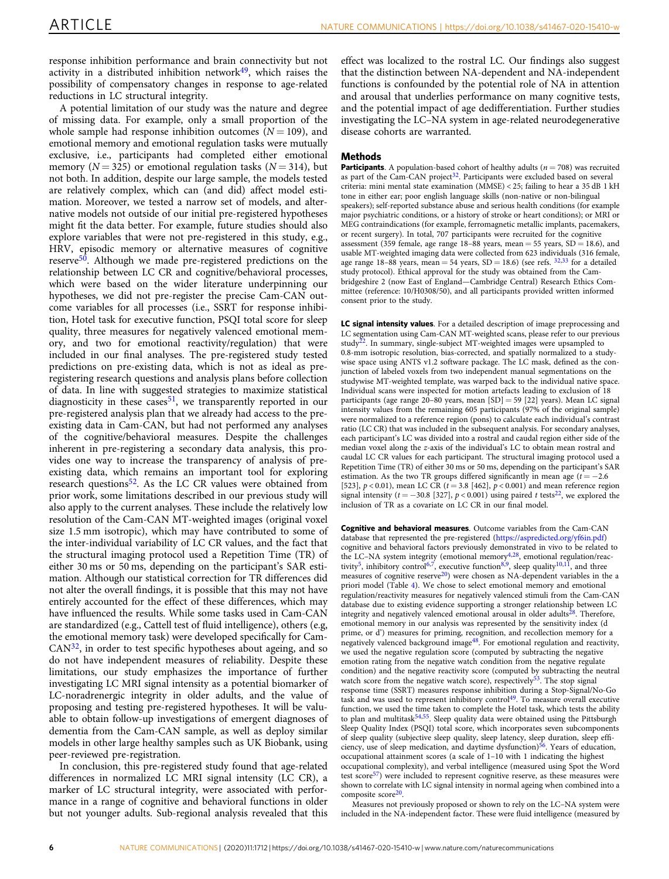response inhibition performance and brain connectivity but not activity in a distributed inhibition network[49], which raises the possibility of compensatory changes in response to age-related reductions in LC structural integrity.

A potential limitation of our study was the nature and degree of missing data. For example, only a small proportion of the whole sample had response inhibition outcomes ($N = 109$), and emotional memory and emotional regulation tasks were mutually exclusive, i.e., participants had completed either emotional memory ($N = 325$) or emotional regulation tasks ($N = 314$), but not both. In addition, despite our large sample, the models tested are relatively complex, which can (and did) affect model estimation. Moreover, we tested a narrow set of models, and alternative models not outside of our initial pre-registered hypotheses might fit the data better. For example, future studies should also explore variables that were not pre-registered in this study, e.g., HRV, episodic memory or alternative measures of cognitive reserve[50]. Although we made pre-registered predictions on the relationship between LC CR and cognitive/behavioral processes, which were based on the wider literature underpinning our hypotheses, we did not pre-register the precise Cam-CAN outcome variables for all processes (i.e., SSRT for response inhibition, Hotel task for executive function, PSQI total score for sleep quality, three measures for negatively valenced emotional memory, and two for emotional reactivity/regulation) that were included in our final analyses. The pre-registered study tested predictions on pre-existing data, which is not as ideal as pre-registering research questions and analysis plans before collection of data. In line with suggested strategies to maximize statistical diagnosticity in these cases[51], we transparently reported in our pre-registered analysis plan that we already had access to the pre-existing data in Cam-CAN, but had not performed any analyses of the cognitive/behavioral measures. Despite the challenges inherent in pre-registering a secondary data analysis, this provides one way to increase the transparency of analysis of pre-existing data, which remains an important tool for exploring research questions[52]. As the LC CR values were obtained from prior work, some limitations described in our previous study will also apply to the current analyses. These include the relatively low resolution of the Cam-CAN MT-weighted images (original voxel size 1.5 mm isotropic), which may have contributed to some of the inter-individual variability of LC CR values, and the fact that the structural imaging protocol used a Repetition Time (TR) of either 30 ms or 50 ms, depending on the participant's SAR estimation. Although our statistical correction for TR differences did not alter the overall findings, it is possible that this may not have entirely accounted for the effect of these differences, which may have influenced the results. While some tasks used in Cam-CAN are standardized (e.g., Cattell test of fluid intelligence), others (e.g, the emotional memory task) were developed specifically for Cam-CAN[32], in order to test specific hypotheses about ageing, and so do not have independent measures of reliability. Despite these limitations, our study emphasizes the importance of further investigating LC MRI signal intensity as a potential biomarker of LC-noradrenergic integrity in older adults, and the value of proposing and testing pre-registered hypotheses. It will be valuable to obtain follow-up investigations of emergent diagnoses of dementia from the Cam-CAN sample, as well as deploy similar models in other large healthy samples such as UK Biobank, using peer-reviewed pre-registration.

In conclusion, this pre-registered study found that age-related differences in normalized LC MRI signal intensity (LC CR), a marker of LC structural integrity, were associated with performance in a range of cognitive and behavioral functions in older but not younger adults. Sub-regional analysis revealed that this effect was localized to the rostral LC. Our findings also suggest that the distinction between NA-dependent and NA-independent functions is confounded by the potential role of NA in attention and arousal that underlies performance on many cognitive tests, and the potential impact of age dedifferentiation. Further studies investigating the LC–NA system in age-related neurodegenerative disease cohorts are warranted.

## Methods

**Participants**. A population-based cohort of healthy adults ($n = 708$) was recruited as part of the Cam-CAN project[32]. Participants were excluded based on several criteria: mini mental state examination (MMSE) < 25; failing to hear a 35 dB 1 kH tone in either ear; poor english language skills (non-native or non-bilingual speakers); self-reported substance abuse and serious health conditions (for example major psychiatric conditions, or a history of stroke or heart conditions); or MRI or MEG contraindications (for example, ferromagnetic metallic implants, pacemakers, or recent surgery). In total, 707 participants were recruited for the cognitive assessment (359 female, age range 18–88 years, mean = 55 years, SD = 18.6), and usable MT-weighted imaging data were collected from 623 individuals (316 female, age range 18–88 years, mean = 54 years, SD = 18.6) (see refs. [32,33] for a detailed study protocol). Ethical approval for the study was obtained from the Cambridgeshire 2 (now East of England—Cambridge Central) Research Ethics Committee (reference: 10/H0308/50), and all participants provided written informed consent prior to the study.

**LC signal intensity values**. For a detailed description of image preprocessing and LC segmentation using Cam-CAN MT-weighted scans, please refer to our previous study[22]. In summary, single-subject MT-weighted images were upsampled to 0.8-mm isotropic resolution, bias-corrected, and spatially normalized to a study-wise space using ANTS v1.2 software package. The LC mask, defined as the conjunction of labeled voxels from two independent manual segmentations on the studywise MT-weighted template, was warped back to the individual native space. Individual scans were inspected for motion artefacts leading to exclusion of 18 participants (age range 20–80 years, mean [SD] = 59 [22] years). Mean LC signal intensity values from the remaining 605 participants (97% of the original sample) were normalized to a reference region (pons) to calculate each individual's contrast ratio (LC CR) that was included in the subsequent analysis. For secondary analyses, each participant's LC was divided into a rostral and caudal region either side of the median voxel along the z-axis of the individual's LC to obtain mean rostral and caudal LC CR values for each participant. The structural imaging protocol used a Repetition Time (TR) of either 30 ms or 50 ms, depending on the participant's SAR estimation. As the two TR groups differed significantly in mean age ($t = -2.6$ [523], $p < 0.01$), mean LC CR ($t = 3.8$ [462], $p < 0.001$) and mean reference region signal intensity ($t = -30.8$ [327], $p < 0.001$) using paired $t$ tests[22], we explored the inclusion of TR as a covariate on LC CR in our final model.

**Cognitive and behavioral measures**. Outcome variables from the Cam-CAN database that represented the pre-registered (https://aspredicted.org/yf6in.pdf) cognitive and behavioral factors previously demonstrated in vivo to be related to the LC–NA system integrity (emotional memory[4,28], emotional regulation/reactivity[5], inhibitory control[6,7], executive function[8,9], sleep quality[10,11], and three measures of cognitive reserve[20]) were chosen as NA-dependent variables in the a priori model (Table 4). We chose to select emotional memory and emotional regulation/reactivity measures for negatively valenced stimuli from the Cam-CAN database due to existing evidence supporting a stronger relationship between LC integrity and negatively valenced emotional arousal in older adults[28]. Therefore, emotional memory in our analysis was represented by the sensitivity index (d prime, or d') measures for priming, recognition, and recollection memory for a negatively valenced background image[48]. For emotional regulation and reactivity, we used the negative regulation score (computed by subtracting the negative emotion rating from the negative watch condition from the negative regulate condition) and the negative reactivity score (computed by subtracting the neutral watch score from the negative watch score), respectively[53]. The stop signal response time (SSRT) measures response inhibition during a Stop-Signal/No-Go task and was used to represent inhibitory control[49]. To measure overall executive function, we used the time taken to complete the Hotel task, which tests the ability to plan and multitask[54,55]. Sleep quality data were obtained using the Pittsburgh Sleep Quality Index (PSQI) total score, which incorporates seven subcomponents of sleep quality (subjective sleep quality, sleep latency, sleep duration, sleep efficiency, use of sleep medication, and daytime dysfunction)[56]. Years of education, occupational attainment scores (a scale of 1–10 with 1 indicating the highest occupational complexity), and verbal intelligence (measured using Spot the Word test score[57]) were included to represent cognitive reserve, as these measures were shown to correlate with LC signal intensity in normal ageing when combined into a composite score[20].

Measures not previously proposed or shown to rely on the LC–NA system were included in the NA-independent factor. These were fluid intelligence (measured by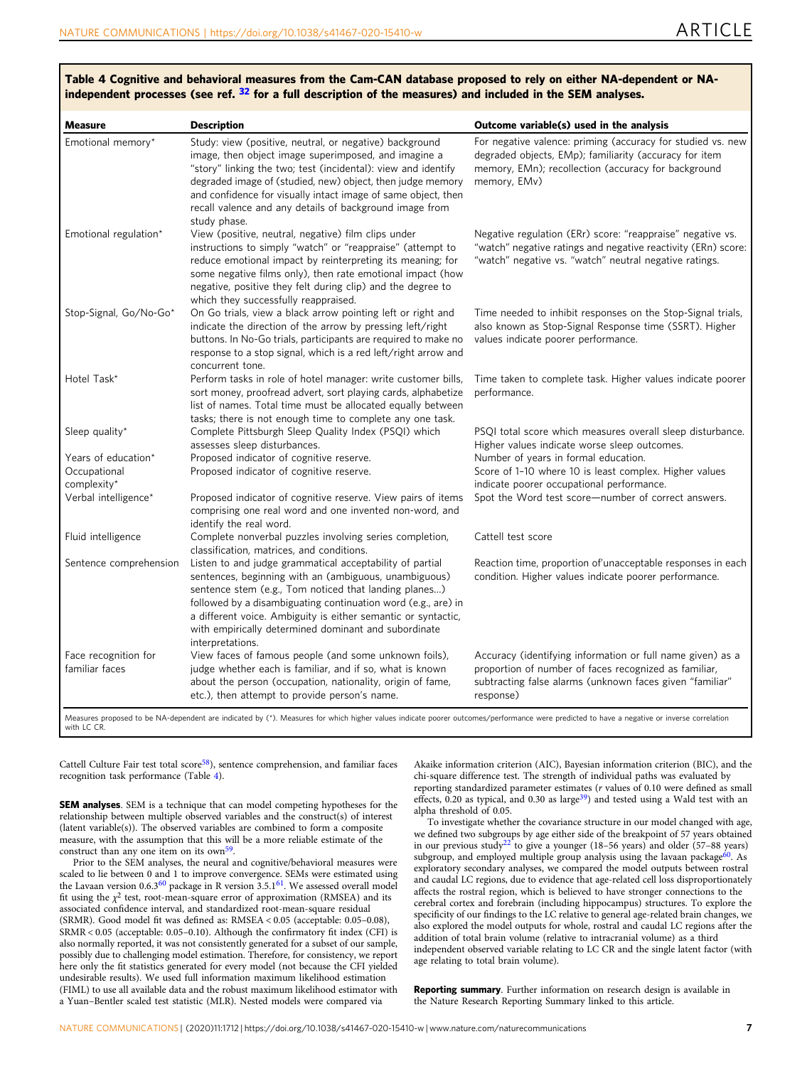**Table 4 Cognitive and behavioral measures from the Cam-CAN database proposed to rely on either NA-dependent or NA-independent processes (see ref. [32] for a full description of the measures) and included in the SEM analyses.**

| Measure | Description | Outcome variable(s) used in the analysis |
|---|---|---|
| Emotional memory* | Study: view (positive, neutral, or negative) background image, then object image superimposed, and imagine a "story" linking the two; test (incidental): view and identify degraded image of (studied, new) object, then judge memory and confidence for visually intact image of same object, then recall valence and any details of background image from study phase. | For negative valence: priming (accuracy for studied vs. new degraded objects, EMp); familiarity (accuracy for item memory, EMn); recollection (accuracy for background memory, EMv) |
| Emotional regulation* | View (positive, neutral, negative) film clips under instructions to simply "watch" or "reappraise" (attempt to reduce emotional impact by reinterpreting its meaning; for some negative films only), then rate emotional impact (how negative, positive they felt during clip) and the degree to which they successfully reappraised. | Negative regulation (ERr) score: "reappraise" negative vs. "watch" negative ratings and negative reactivity (ERn) score: "watch" negative vs. "watch" neutral negative ratings. |
| Stop-Signal, Go/No-Go* | On Go trials, view a black arrow pointing left or right and indicate the direction of the arrow by pressing left/right buttons. In No-Go trials, participants are required to make no response to a stop signal, which is a red left/right arrow and concurrent tone. | Time needed to inhibit responses on the Stop-Signal trials, also known as Stop-Signal Response time (SSRT). Higher values indicate poorer performance. |
| Hotel Task* | Perform tasks in role of hotel manager: write customer bills, sort money, proofread advert, sort playing cards, alphabetize list of names. Total time must be allocated equally between tasks; there is not enough time to complete any one task. | Time taken to complete task. Higher values indicate poorer performance. |
| Sleep quality* | Complete Pittsburgh Sleep Quality Index (PSQI) which assesses sleep disturbances. | PSQI total score which measures overall sleep disturbance. Higher values indicate worse sleep outcomes. |
| Years of education* | Proposed indicator of cognitive reserve. | Number of years in formal education. |
| Occupational complexity* | Proposed indicator of cognitive reserve. | Score of 1–10 where 10 is least complex. Higher values indicate poorer occupational performance. |
| Verbal intelligence* | Proposed indicator of cognitive reserve. View pairs of items comprising one real word and one invented non-word, and identify the real word. | Spot the Word test score—number of correct answers. |
| Fluid intelligence | Complete nonverbal puzzles involving series completion, classification, matrices, and conditions. | Cattell test score |
| Sentence comprehension | Listen to and judge grammatical acceptability of partial sentences, beginning with an (ambiguous, unambiguous) sentence stem (e.g., Tom noticed that landing planes...) followed by a disambiguating continuation word (e.g., are) in a different voice. Ambiguity is either semantic or syntactic, with empirically determined dominant and subordinate interpretations. | Reaction time, proportion of'unacceptable responses in each condition. Higher values indicate poorer performance. |
| Face recognition for familiar faces | View faces of famous people (and some unknown foils), judge whether each is familiar, and if so, what is known about the person (occupation, nationality, origin of fame, etc.), then attempt to provide person's name. | Accuracy (identifying information or full name given) as a proportion of number of faces recognized as familiar, subtracting false alarms (unknown faces given "familiar" response) |

Measures proposed to be NA-dependent are indicated by (*). Measures for which higher values indicate poorer outcomes/performance were predicted to have a negative or inverse correlation with LC CR.

Cattell Culture Fair test total score[58]), sentence comprehension, and familiar faces recognition task performance (Table 4).

**SEM analyses**. SEM is a technique that can model competing hypotheses for the relationship between multiple observed variables and the construct(s) of interest (latent variable(s)). The observed variables are combined to form a composite measure, with the assumption that this will be a more reliable estimate of the construct than any one item on its own[59].

Prior to the SEM analyses, the neural and cognitive/behavioral measures were scaled to lie between 0 and 1 to improve convergence. SEMs were estimated using the Lavaan version 0.6.3[60] package in R version 3.5.1[61]. We assessed overall model fit using the $\chi^2$ test, root-mean-square error of approximation (RMSEA) and its associated confidence interval, and standardized root-mean-square residual (SRMR). Good model fit was defined as: RMSEA < 0.05 (acceptable: 0.05–0.08), SRMR < 0.05 (acceptable: 0.05–0.10). Although the confirmatory fit index (CFI) is also normally reported, it was not consistently generated for a subset of our sample, possibly due to challenging model estimation. Therefore, for consistency, we report here only the fit statistics generated for every model (not because the CFI yielded undesirable results). We used full information maximum likelihood estimation (FIML) to use all available data and the robust maximum likelihood estimator with a Yuan–Bentler scaled test statistic (MLR). Nested models were compared via Akaike information criterion (AIC), Bayesian information criterion (BIC), and the chi-square difference test. The strength of individual paths was evaluated by reporting standardized parameter estimates ($r$ values of 0.10 were defined as small effects, 0.20 as typical, and 0.30 as large[39]) and tested using a Wald test with an alpha threshold of 0.05.

To investigate whether the covariance structure in our model changed with age, we defined two subgroups by age either side of the breakpoint of 57 years obtained in our previous study[22] to give a younger (18–56 years) and older (57–88 years) subgroup, and employed multiple group analysis using the lavaan package[60]. As exploratory secondary analyses, we compared the model outputs between rostral and caudal LC regions, due to evidence that age-related cell loss disproportionately affects the rostral region, which is believed to have stronger connections to the cerebral cortex and forebrain (including hippocampus) structures. To explore the specificity of our findings to the LC relative to general age-related brain changes, we also explored the model outputs for whole, rostral and caudal LC regions after the addition of total brain volume (relative to intracranial volume) as a third independent observed variable relating to LC CR and the single latent factor (with age relating to total brain volume).

**Reporting summary**. Further information on research design is available in the Nature Research Reporting Summary linked to this article.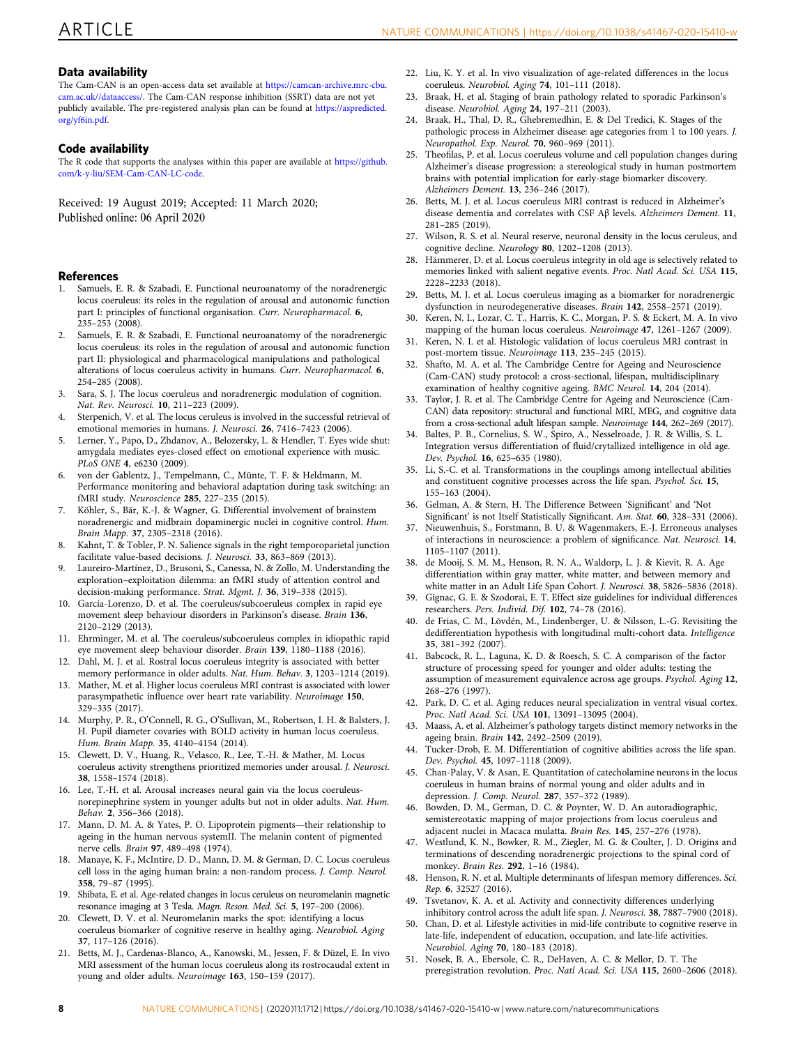## Data availability

The Cam-CAN is an open-access data set available at https://camcan-archive.mrc-cbu.cam.ac.uk//dataaccess/. The Cam-CAN response inhibition (SSRT) data are not yet publicly available. The pre-registered analysis plan can be found at https://aspredicted.org/yf6in.pdf.

## Code availability

The R code that supports the analyses within this paper are available at https://github.com/k-y-liu/SEM-Cam-CAN-LC-code.

Received: 19 August 2019; Accepted: 11 March 2020;
Published online: 06 April 2020

## References

1. Samuels, E. R. & Szabadi, E. Functional neuroanatomy of the noradrenergic locus coeruleus: its roles in the regulation of arousal and autonomic function part I: principles of functional organisation. *Curr. Neuropharmacol.* **6**, 235–253 (2008).
2. Samuels, E. R. & Szabadi, E. Functional neuroanatomy of the noradrenergic locus coeruleus: its roles in the regulation of arousal and autonomic function part II: physiological and pharmacological manipulations and pathological alterations of locus coeruleus activity in humans. *Curr. Neuropharmacol.* **6**, 254–285 (2008).
3. Sara, S. J. The locus coeruleus and noradrenergic modulation of cognition. *Nat. Rev. Neurosci.* **10**, 211–223 (2009).
4. Sterpenich, V. et al. The locus ceruleus is involved in the successful retrieval of emotional memories in humans. *J. Neurosci.* **26**, 7416–7423 (2006).
5. Lerner, Y., Papo, D., Zhdanov, A., Belozersky, L. & Hendler, T. Eyes wide shut: amygdala mediates eyes-closed effect on emotional experience with music. *PLoS ONE* **4**, e6230 (2009).
6. von der Gablentz, J., Tempelmann, C., Münte, T. F. & Heldmann, M. Performance monitoring and behavioral adaptation during task switching: an fMRI study. *Neuroscience* **285**, 227–235 (2015).
7. Köhler, S., Bär, K.-J. & Wagner, G. Differential involvement of brainstem noradrenergic and midbrain dopaminergic nuclei in cognitive control. *Hum. Brain Mapp.* **37**, 2305–2318 (2016).
8. Kahnt, T. & Tobler, P. N. Salience signals in the right temporoparietal junction facilitate value-based decisions. *J. Neurosci.* **33**, 863–869 (2013).
9. Laureiro-Martínez, D., Brusoni, S., Canessa, N. & Zollo, M. Understanding the exploration–exploitation dilemma: an fMRI study of attention control and decision-making performance. *Strat. Mgmt. J.* **36**, 319–338 (2015).
10. García-Lorenzo, D. et al. The coeruleus/subcoeruleus complex in rapid eye movement sleep behaviour disorders in Parkinson's disease. *Brain* **136**, 2120–2129 (2013).
11. Ehrminger, M. et al. The coeruleus/subcoeruleus complex in idiopathic rapid eye movement sleep behaviour disorder. *Brain* **139**, 1180–1188 (2016).
12. Dahl, M. J. et al. Rostral locus coeruleus integrity is associated with better memory performance in older adults. *Nat. Hum. Behav.* **3**, 1203–1214 (2019).
13. Mather, M. et al. Higher locus coeruleus MRI contrast is associated with lower parasympathetic influence over heart rate variability. *Neuroimage* **150**, 329–335 (2017).
14. Murphy, P. R., O'Connell, R. G., O'Sullivan, M., Robertson, I. H. & Balsters, J. H. Pupil diameter covaries with BOLD activity in human locus coeruleus. *Hum. Brain Mapp.* **35**, 4140–4154 (2014).
15. Clewett, D. V., Huang, R., Velasco, R., Lee, T.-H. & Mather, M. Locus coeruleus activity strengthens prioritized memories under arousal. *J. Neurosci.* **38**, 1558–1574 (2018).
16. Lee, T.-H. et al. Arousal increases neural gain via the locus coeruleus-norepinephrine system in younger adults but not in older adults. *Nat. Hum. Behav.* **2**, 356–366 (2018).
17. Mann, D. M. A. & Yates, P. O. Lipoprotein pigments—their relationship to ageing in the human nervous systemII. The melanin content of pigmented nerve cells. *Brain* **97**, 489–498 (1974).
18. Manaye, K. F., McIntire, D. D., Mann, D. M. & German, D. C. Locus coeruleus cell loss in the aging human brain: a non-random process. *J. Comp. Neurol.* **358**, 79–87 (1995).
19. Shibata, E. et al. Age-related changes in locus ceruleus on neuromelanin magnetic resonance imaging at 3 Tesla. *Magn. Reson. Med. Sci.* **5**, 197–200 (2006).
20. Clewett, D. V. et al. Neuromelanin marks the spot: identifying a locus coeruleus biomarker of cognitive reserve in healthy aging. *Neurobiol. Aging* **37**, 117–126 (2016).
21. Betts, M. J., Cardenas-Blanco, A., Kanowski, M., Jessen, F. & Düzel, E. In vivo MRI assessment of the human locus coeruleus along its rostrocaudal extent in young and older adults. *Neuroimage* **163**, 150–159 (2017).
22. Liu, K. Y. et al. In vivo visualization of age-related differences in the locus coeruleus. *Neurobiol. Aging* **74**, 101–111 (2018).
23. Braak, H. et al. Staging of brain pathology related to sporadic Parkinson's disease. *Neurobiol. Aging* **24**, 197–211 (2003).
24. Braak, H., Thal, D. R., Ghebremedhin, E. & Del Tredici, K. Stages of the pathologic process in Alzheimer disease: age categories from 1 to 100 years. *J. Neuropathol. Exp. Neurol.* **70**, 960–969 (2011).
25. Theofilas, P. et al. Locus coeruleus volume and cell population changes during Alzheimer's disease progression: a stereological study in human postmortem brains with potential implication for early-stage biomarker discovery. *Alzheimers Dement.* **13**, 236–246 (2017).
26. Betts, M. J. et al. Locus coeruleus MRI contrast is reduced in Alzheimer's disease dementia and correlates with CSF Aβ levels. *Alzheimers Dement.* **11**, 281–285 (2019).
27. Wilson, R. S. et al. Neural reserve, neuronal density in the locus ceruleus, and cognitive decline. *Neurology* **80**, 1202–1208 (2013).
28. Hämmerer, D. et al. Locus coeruleus integrity in old age is selectively related to memories linked with salient negative events. *Proc. Natl Acad. Sci. USA* **115**, 2228–2233 (2018).
29. Betts, M. J. et al. Locus coeruleus imaging as a biomarker for noradrenergic dysfunction in neurodegenerative diseases. *Brain* **142**, 2558–2571 (2019).
30. Keren, N. I., Lozar, C. T., Harris, K. C., Morgan, P. S. & Eckert, M. A. In vivo mapping of the human locus coeruleus. *Neuroimage* **47**, 1261–1267 (2009).
31. Keren, N. I. et al. Histologic validation of locus coeruleus MRI contrast in post-mortem tissue. *Neuroimage* **113**, 235–245 (2015).
32. Shafto, M. A. et al. The Cambridge Centre for Ageing and Neuroscience (Cam-CAN) study protocol: a cross-sectional, lifespan, multidisciplinary examination of healthy cognitive ageing. *BMC Neurol.* **14**, 204 (2014).
33. Taylor, J. R. et al. The Cambridge Centre for Ageing and Neuroscience (Cam-CAN) data repository: structural and functional MRI, MEG, and cognitive data from a cross-sectional adult lifespan sample. *Neuroimage* **144**, 262–269 (2017).
34. Baltes, P. B., Cornelius, S. W., Spiro, A., Nesselroade, J. R. & Willis, S. L. Integration versus differentiation of fluid/crytallized intelligence in old age. *Dev. Psychol.* **16**, 625–635 (1980).
35. Li, S.-C. et al. Transformations in the couplings among intellectual abilities and constituent cognitive processes across the life span. *Psychol. Sci.* **15**, 155–163 (2004).
36. Gelman, A. & Stern, H. The Difference Between 'Significant' and 'Not Significant' is not Itself Statistically Significant. *Am. Stat.* **60**, 328–331 (2006).
37. Nieuwenhuis, S., Forstmann, B. U. & Wagenmakers, E.-J. Erroneous analyses of interactions in neuroscience: a problem of significance. *Nat. Neurosci.* **14**, 1105–1107 (2011).
38. de Mooij, S. M. M., Henson, R. N. A., Waldorp, L. J. & Kievit, R. A. Age differentiation within gray matter, white matter, and between memory and white matter in an Adult Life Span Cohort. *J. Neurosci.* **38**, 5826–5836 (2018).
39. Gignac, G. E. & Szodorai, E. T. Effect size guidelines for individual differences researchers. *Pers. Individ. Dif.* **102**, 74–78 (2016).
40. de Frias, C. M., Lövdén, M., Lindenberger, U. & Nilsson, L.-G. Revisiting the dedifferentiation hypothesis with longitudinal multi-cohort data. *Intelligence* **35**, 381–392 (2007).
41. Babcock, R. L., Laguna, K. D. & Roesch, S. C. A comparison of the factor structure of processing speed for younger and older adults: testing the assumption of measurement equivalence across age groups. *Psychol. Aging* **12**, 268–276 (1997).
42. Park, D. C. et al. Aging reduces neural specialization in ventral visual cortex. *Proc. Natl Acad. Sci. USA* **101**, 13091–13095 (2004).
43. Maass, A. et al. Alzheimer's pathology targets distinct memory networks in the ageing brain. *Brain* **142**, 2492–2509 (2019).
44. Tucker-Drob, E. M. Differentiation of cognitive abilities across the life span. *Dev. Psychol.* **45**, 1097–1118 (2009).
45. Chan-Palay, V. & Asan, E. Quantitation of catecholamine neurons in the locus coeruleus in human brains of normal young and older adults and in depression. *J. Comp. Neurol.* **287**, 357–372 (1989).
46. Bowden, D. M., German, D. C. & Poynter, W. D. An autoradiographic, semistereotaxic mapping of major projections from locus coeruleus and adjacent nuclei in Macaca mulatta. *Brain Res.* **145**, 257–276 (1978).
47. Westlund, K. N., Bowker, R. M., Ziegler, M. G. & Coulter, J. D. Origins and terminations of descending noradrenergic projections to the spinal cord of monkey. *Brain Res.* **292**, 1–16 (1984).
48. Henson, R. N. et al. Multiple determinants of lifespan memory differences. *Sci. Rep.* **6**, 32527 (2016).
49. Tsvetanov, K. A. et al. Activity and connectivity differences underlying inhibitory control across the adult life span. *J. Neurosci.* **38**, 7887–7900 (2018).
50. Chan, D. et al. Lifestyle activities in mid-life contribute to cognitive reserve in late-life, independent of education, occupation, and late-life activities. *Neurobiol. Aging* **70**, 180–183 (2018).
51. Nosek, B. A., Ebersole, C. R., DeHaven, A. C. & Mellor, D. T. The preregistration revolution. *Proc. Natl Acad. Sci. USA* **115**, 2600–2606 (2018).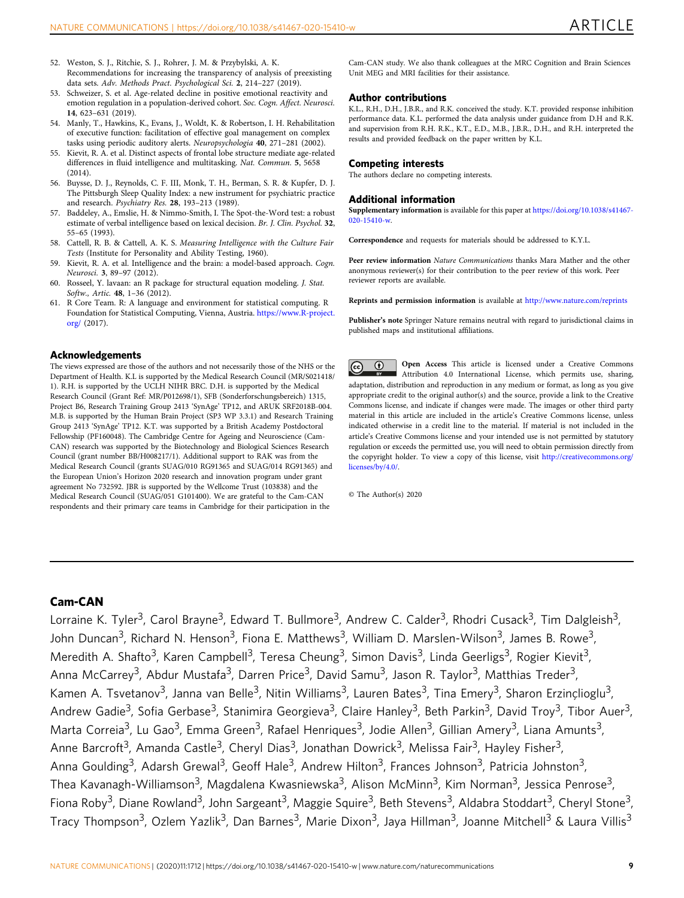52. Weston, S. J., Ritchie, S. J., Rohrer, J. M. & Przybylski, A. K. Recommendations for increasing the transparency of analysis of preexisting data sets. *Adv. Methods Pract. Psychological Sci.* **2**, 214–227 (2019).
53. Schweizer, S. et al. Age-related decline in positive emotional reactivity and emotion regulation in a population-derived cohort. *Soc. Cogn. Affect. Neurosci.* **14**, 623–631 (2019).
54. Manly, T., Hawkins, K., Evans, J., Woldt, K. & Robertson, I. H. Rehabilitation of executive function: facilitation of effective goal management on complex tasks using periodic auditory alerts. *Neuropsychologia* **40**, 271–281 (2002).
55. Kievit, R. A. et al. Distinct aspects of frontal lobe structure mediate age-related differences in fluid intelligence and multitasking. *Nat. Commun.* **5**, 5658 (2014).
56. Buysse, D. J., Reynolds, C. F. III, Monk, T. H., Berman, S. R. & Kupfer, D. J. The Pittsburgh Sleep Quality Index: a new instrument for psychiatric practice and research. *Psychiatry Res.* **28**, 193–213 (1989).
57. Baddeley, A., Emslie, H. & Nimmo-Smith, I. The Spot-the-Word test: a robust estimate of verbal intelligence based on lexical decision. *Br. J. Clin. Psychol.* **32**, 55–65 (1993).
58. Cattell, R. B. & Cattell, A. K. S. *Measuring Intelligence with the Culture Fair Tests* (Institute for Personality and Ability Testing, 1960).
59. Kievit, R. A. et al. Intelligence and the brain: a model-based approach. *Cogn. Neurosci.* **3**, 89–97 (2012).
60. Rosseel, Y. lavaan: an R package for structural equation modeling. *J. Stat. Softw., Artic.* **48**, 1–36 (2012).
61. R Core Team. R: A language and environment for statistical computing. R Foundation for Statistical Computing, Vienna, Austria. https://www.R-project.org/ (2017).

## Acknowledgements

The views expressed are those of the authors and not necessarily those of the NHS or the Department of Health. K.L is supported by the Medical Research Council (MR/S021418/1). R.H. is supported by the UCLH NIHR BRC. D.H. is supported by the Medical Research Council (Grant Ref: MR/P012698/1), SFB (Sonderforschungsbereich) 1315, Project B6, Research Training Group 2413 'SynAge' TP12, and ARUK SRF2018B-004. M.B. is supported by the Human Brain Project (SP3 WP 3.3.1) and Research Training Group 2413 'SynAge' TP12. K.T. was supported by a British Academy Postdoctoral Fellowship (PF160048). The Cambridge Centre for Ageing and Neuroscience (Cam-CAN) research was supported by the Biotechnology and Biological Sciences Research Council (grant number BB/H008217/1). Additional support to RAK was from the Medical Research Council (grants SUAG/010 RG91365 and SUAG/014 RG91365) and the European Union's Horizon 2020 research and innovation program under grant agreement No 732592. JBR is supported by the Wellcome Trust (103838) and the Medical Research Council (SUAG/051 G101400). We are grateful to the Cam-CAN respondents and their primary care teams in Cambridge for their participation in the Cam-CAN study. We also thank colleagues at the MRC Cognition and Brain Sciences Unit MEG and MRI facilities for their assistance.

## Author contributions

K.L., R.H., D.H., J.B.R., and R.K. conceived the study. K.T. provided response inhibition performance data. K.L. performed the data analysis under guidance from D.H and R.K. and supervision from R.H. R.K., K.T., E.D., M.B., J.B.R., D.H., and R.H. interpreted the results and provided feedback on the paper written by K.L.

## Competing interests

The authors declare no competing interests.

## Additional information

**Supplementary information** is available for this paper at https://doi.org/10.1038/s41467-020-15410-w.

**Correspondence** and requests for materials should be addressed to K.Y.L.

**Peer review information** *Nature Communications* thanks Mara Mather and the other anonymous reviewer(s) for their contribution to the peer review of this work. Peer reviewer reports are available.

**Reprints and permission information** is available at http://www.nature.com/reprints

**Publisher's note** Springer Nature remains neutral with regard to jurisdictional claims in published maps and institutional affiliations.

**Open Access** This article is licensed under a Creative Commons Attribution 4.0 International License, which permits use, sharing, adaptation, distribution and reproduction in any medium or format, as long as you give appropriate credit to the original author(s) and the source, provide a link to the Creative Commons license, and indicate if changes were made. The images or other third party material in this article are included in the article's Creative Commons license, unless indicated otherwise in a credit line to the material. If material is not included in the article's Creative Commons license and your intended use is not permitted by statutory regulation or exceeds the permitted use, you will need to obtain permission directly from the copyright holder. To view a copy of this license, visit http://creativecommons.org/licenses/by/4.0/.

© The Author(s) 2020

## Cam-CAN

Lorraine K. Tyler[3], Carol Brayne[3], Edward T. Bullmore[3], Andrew C. Calder[3], Rhodri Cusack[3], Tim Dalgleish[3], John Duncan[3], Richard N. Henson[3], Fiona E. Matthews[3], William D. Marslen-Wilson[3], James B. Rowe[3], Meredith A. Shafto[3], Karen Campbell[3], Teresa Cheung[3], Simon Davis[3], Linda Geerligs[3], Rogier Kievit[3], Anna McCarrey[3], Abdur Mustafa[3], Darren Price[3], David Samu[3], Jason R. Taylor[3], Matthias Treder[3], Kamen A. Tsvetanov[3], Janna van Belle[3], Nitin Williams[3], Lauren Bates[3], Tina Emery[3], Sharon Erzinçlioglu[3], Andrew Gadie[3], Sofia Gerbase[3], Stanimira Georgieva[3], Claire Hanley[3], Beth Parkin[3], David Troy[3], Tibor Auer[3], Marta Correia[3], Lu Gao[3], Emma Green[3], Rafael Henriques[3], Jodie Allen[3], Gillian Amery[3], Liana Amunts[3], Anne Barcroft[3], Amanda Castle[3], Cheryl Dias[3], Jonathan Dowrick[3], Melissa Fair[3], Hayley Fisher[3], Anna Goulding[3], Adarsh Grewal[3], Geoff Hale[3], Andrew Hilton[3], Frances Johnson[3], Patricia Johnston[3], Thea Kavanagh-Williamson[3], Magdalena Kwasniewska[3], Alison McMinn[3], Kim Norman[3], Jessica Penrose[3], Fiona Roby[3], Diane Rowland[3], John Sargeant[3], Maggie Squire[3], Beth Stevens[3], Aldabra Stoddart[3], Cheryl Stone[3], Tracy Thompson[3], Ozlem Yazlik[3], Dan Barnes[3], Marie Dixon[3], Jaya Hillman[3], Joanne Mitchell[3] & Laura Villis[3]